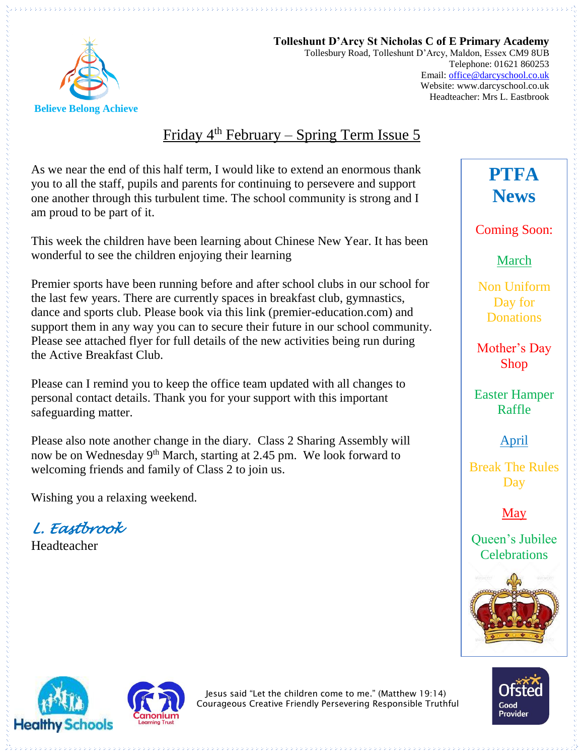**Tolleshunt D'Arcy St Nicholas C of E Primary Academy**
Tollesbury Road, Tolleshunt D'Arcy, Maldon, Essex CM9 8UB
Telephone: 01621 860253
Email: office@darcyschool.co.uk
Website: www.darcyschool.co.uk
Headteacher: Mrs L. Eastbrook

Believe Belong Achieve

# Friday 4th February – Spring Term Issue 5

As we near the end of this half term, I would like to extend an enormous thank you to all the staff, pupils and parents for continuing to persevere and support one another through this turbulent time. The school community is strong and I am proud to be part of it.

This week the children have been learning about Chinese New Year. It has been wonderful to see the children enjoying their learning

Premier sports have been running before and after school clubs in our school for the last few years. There are currently spaces in breakfast club, gymnastics, dance and sports club. Please book via this link (premier-education.com) and support them in any way you can to secure their future in our school community. Please see attached flyer for full details of the new activities being run during the Active Breakfast Club.

Please can I remind you to keep the office team updated with all changes to personal contact details. Thank you for your support with this important safeguarding matter.

Please also note another change in the diary. Class 2 Sharing Assembly will now be on Wednesday 9th March, starting at 2.45 pm. We look forward to welcoming friends and family of Class 2 to join us.

Wishing you a relaxing weekend.

*L. Eastbrook*
Headteacher

## PTFA News

Coming Soon:

**March**

Non Uniform Day for Donations

Mother's Day Shop

Easter Hamper Raffle

**April**

Break The Rules Day

**May**

Queen's Jubilee Celebrations

Jesus said "Let the children come to me." (Matthew 19:14)
Courageous Creative Friendly Persevering Responsible Truthful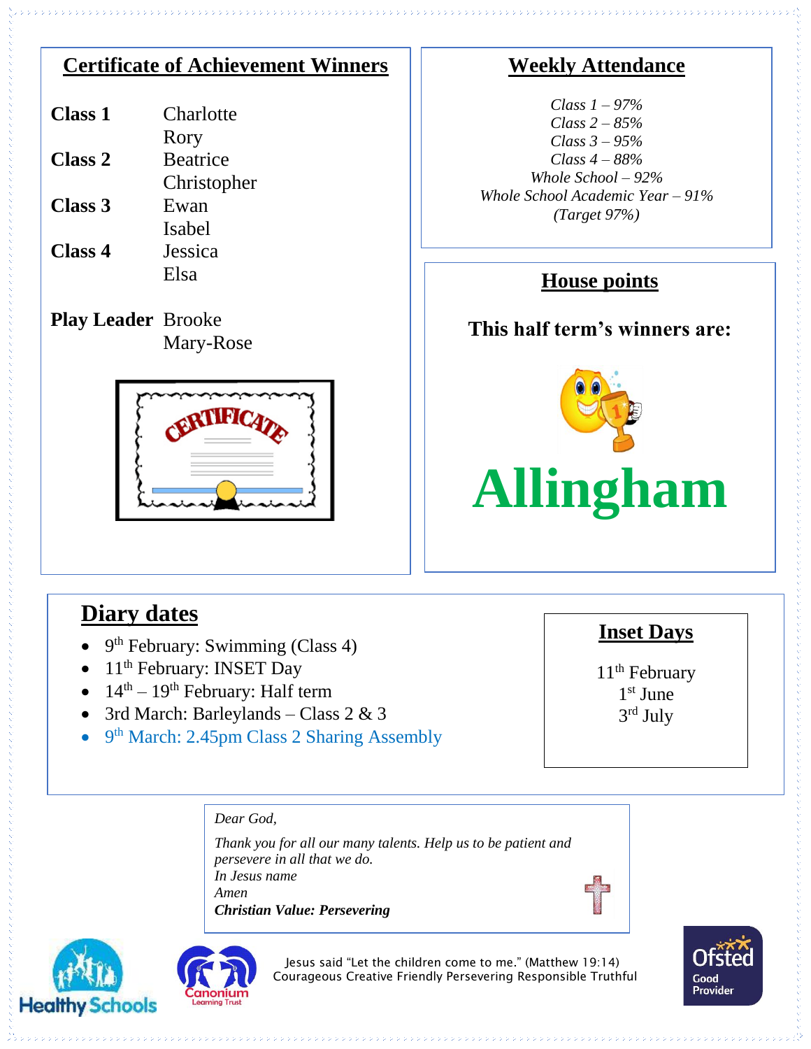## Certificate of Achievement Winners

| | |
|---|---|
| **Class 1** | Charlotte |
| | Rory |
| **Class 2** | Beatrice |
| | Christopher |
| **Class 3** | Ewan |
| | Isabel |
| **Class 4** | Jessica |
| | Elsa |
| **Play Leader** | Brooke |
| | Mary-Rose |

## Weekly Attendance

*Class 1 – 97%*
*Class 2 – 85%*
*Class 3 – 95%*
*Class 4 – 88%*
*Whole School – 92%*
*Whole School Academic Year – 91%*
*(Target 97%)*

## House points

**This half term's winners are:**

**Allingham**

## Diary dates

- 9th February: Swimming (Class 4)
- 11th February: INSET Day
- 14th – 19th February: Half term
- 3rd March: Barleylands – Class 2 & 3
- 9th March: 2.45pm Class 2 Sharing Assembly

### Inset Days

11th February
1st June
3rd July

*Dear God,*

*Thank you for all our many talents. Help us to be patient and persevere in all that we do.*
*In Jesus name*
*Amen*
***Christian Value: Persevering***

Healthy Schools

Canonium Learning Trust

Jesus said "Let the children come to me." (Matthew 19:14)
Courageous Creative Friendly Persevering Responsible Truthful

Ofsted Good Provider